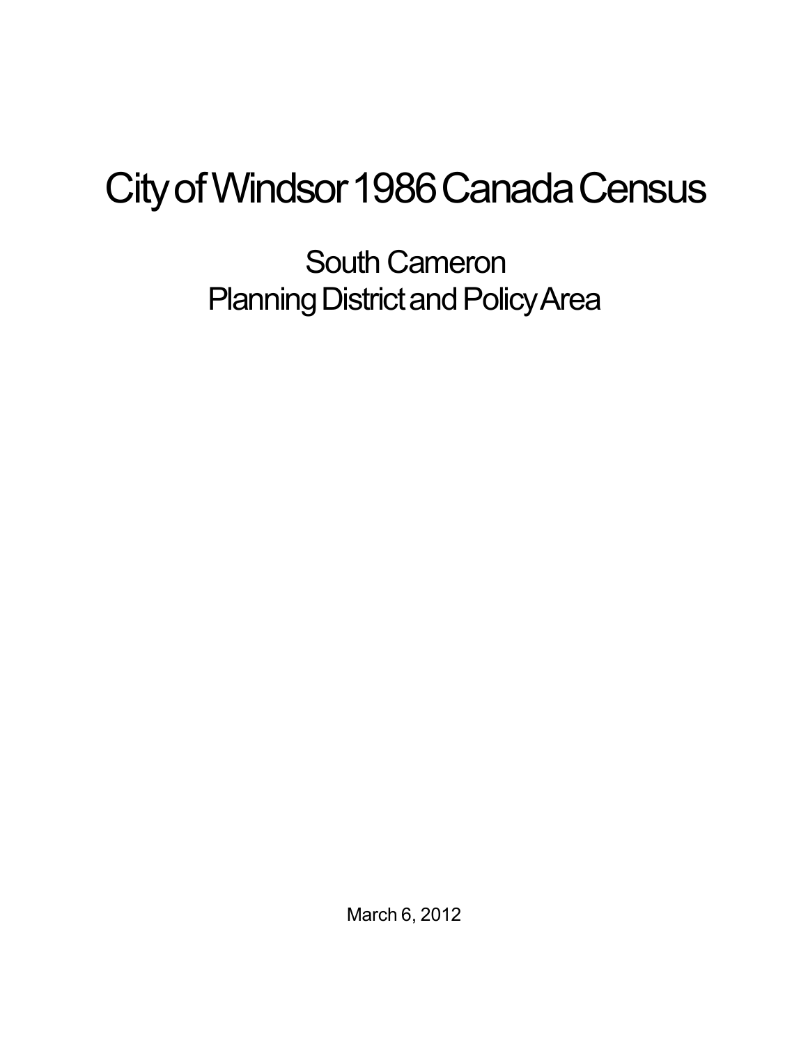# City of Windsor 1986 Canada Census

## South Cameron
## Planning District and Policy Area

March 6, 2012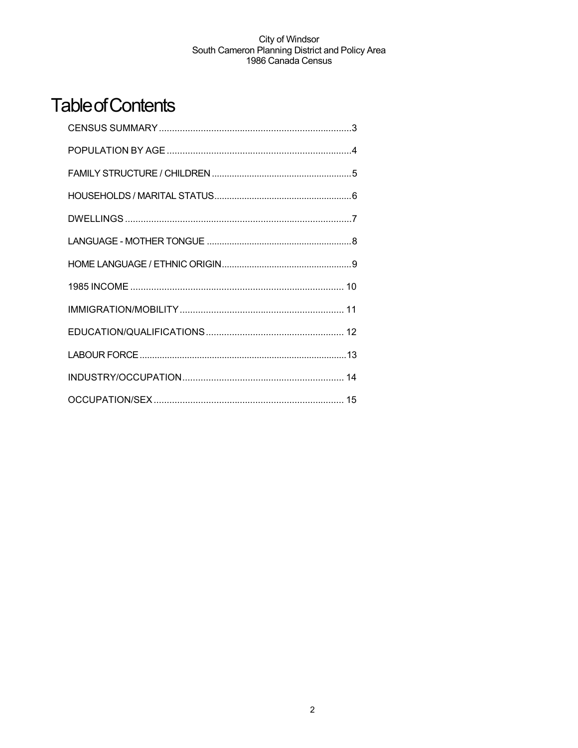# Table of Contents

CENSUS SUMMARY .......... 3

POPULATION BY AGE .......... 4

FAMILY STRUCTURE / CHILDREN .......... 5

HOUSEHOLDS / MARITAL STATUS .......... 6

DWELLINGS .......... 7

LANGUAGE - MOTHER TONGUE .......... 8

HOME LANGUAGE / ETHNIC ORIGIN .......... 9

1985 INCOME .......... 10

IMMIGRATION/MOBILITY .......... 11

EDUCATION/QUALIFICATIONS .......... 12

LABOUR FORCE .......... 13

INDUSTRY/OCCUPATION .......... 14

OCCUPATION/SEX .......... 15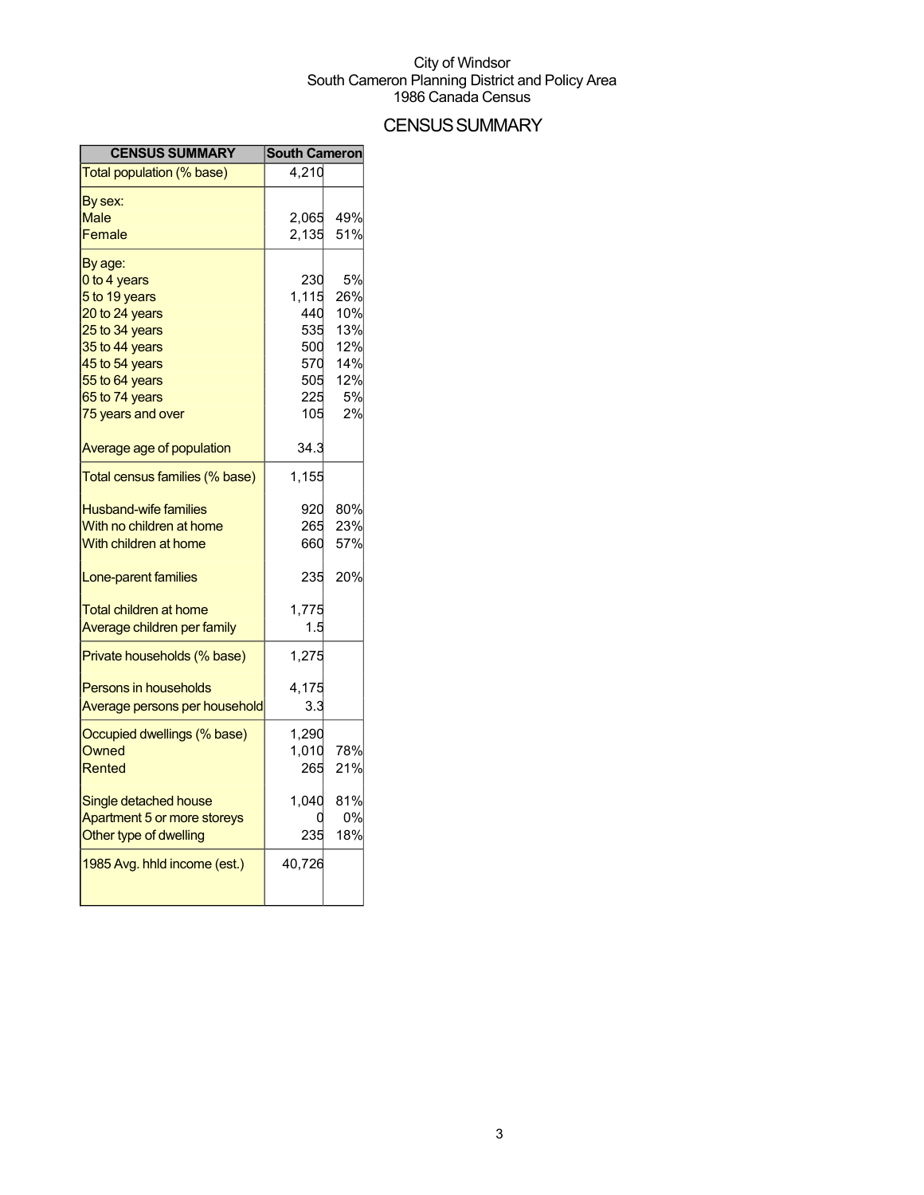City of Windsor
South Cameron Planning District and Policy Area
1986 Canada Census

# CENSUS SUMMARY

| CENSUS SUMMARY | South Cameron | |
|---|---|---|
| Total population (% base) | 4,210 | |
| By sex: | | |
| Male | 2,065 | 49% |
| Female | 2,135 | 51% |
| By age: | | |
| 0 to 4 years | 230 | 5% |
| 5 to 19 years | 1,115 | 26% |
| 20 to 24 years | 440 | 10% |
| 25 to 34 years | 535 | 13% |
| 35 to 44 years | 500 | 12% |
| 45 to 54 years | 570 | 14% |
| 55 to 64 years | 505 | 12% |
| 65 to 74 years | 225 | 5% |
| 75 years and over | 105 | 2% |
| Average age of population | 34.3 | |
| Total census families (% base) | 1,155 | |
| Husband-wife families | 920 | 80% |
| With no children at home | 265 | 23% |
| With children at home | 660 | 57% |
| Lone-parent families | 235 | 20% |
| Total children at home | 1,775 | |
| Average children per family | 1.5 | |
| Private households (% base) | 1,275 | |
| Persons in households | 4,175 | |
| Average persons per household | 3.3 | |
| Occupied dwellings (% base) | 1,290 | |
| Owned | 1,010 | 78% |
| Rented | 265 | 21% |
| Single detached house | 1,040 | 81% |
| Apartment 5 or more storeys | 0 | 0% |
| Other type of dwelling | 235 | 18% |
| 1985 Avg. hhld income (est.) | 40,726 | |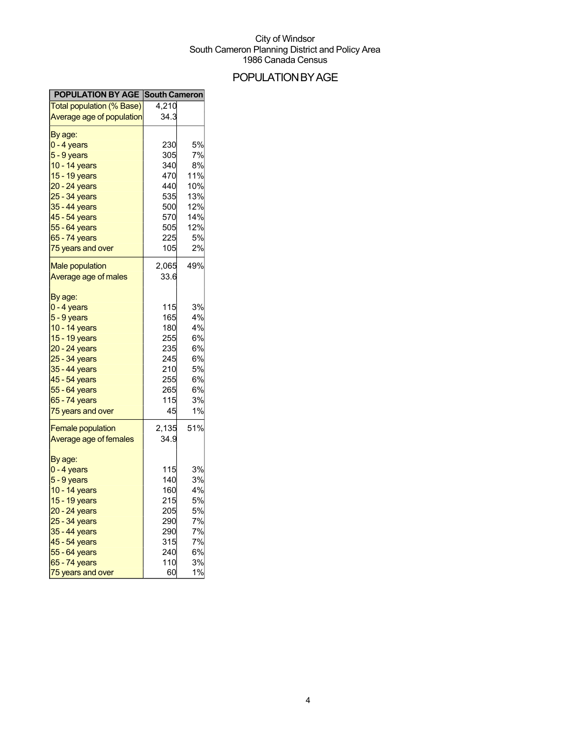City of Windsor
South Cameron Planning District and Policy Area
1986 Canada Census

# POPULATION BY AGE

| POPULATION BY AGE | South Cameron | |
|---|---|---|
| Total population (% Base) | 4,210 | |
| Average age of population | 34.3 | |
| By age: | | |
| 0 - 4 years | 230 | 5% |
| 5 - 9 years | 305 | 7% |
| 10 - 14 years | 340 | 8% |
| 15 - 19 years | 470 | 11% |
| 20 - 24 years | 440 | 10% |
| 25 - 34 years | 535 | 13% |
| 35 - 44 years | 500 | 12% |
| 45 - 54 years | 570 | 14% |
| 55 - 64 years | 505 | 12% |
| 65 - 74 years | 225 | 5% |
| 75 years and over | 105 | 2% |
| Male population | 2,065 | 49% |
| Average age of males | 33.6 | |
| By age: | | |
| 0 - 4 years | 115 | 3% |
| 5 - 9 years | 165 | 4% |
| 10 - 14 years | 180 | 4% |
| 15 - 19 years | 255 | 6% |
| 20 - 24 years | 235 | 6% |
| 25 - 34 years | 245 | 6% |
| 35 - 44 years | 210 | 5% |
| 45 - 54 years | 255 | 6% |
| 55 - 64 years | 265 | 6% |
| 65 - 74 years | 115 | 3% |
| 75 years and over | 45 | 1% |
| Female population | 2,135 | 51% |
| Average age of females | 34.9 | |
| By age: | | |
| 0 - 4 years | 115 | 3% |
| 5 - 9 years | 140 | 3% |
| 10 - 14 years | 160 | 4% |
| 15 - 19 years | 215 | 5% |
| 20 - 24 years | 205 | 5% |
| 25 - 34 years | 290 | 7% |
| 35 - 44 years | 290 | 7% |
| 45 - 54 years | 315 | 7% |
| 55 - 64 years | 240 | 6% |
| 65 - 74 years | 110 | 3% |
| 75 years and over | 60 | 1% |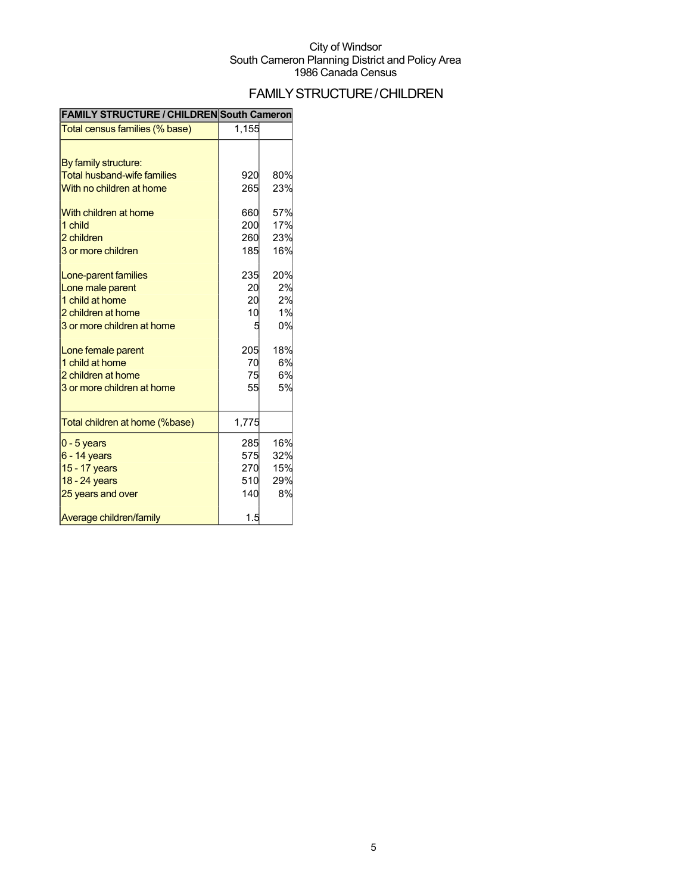City of Windsor
South Cameron Planning District and Policy Area
1986 Canada Census

# FAMILY STRUCTURE / CHILDREN

| FAMILY STRUCTURE / CHILDREN | South Cameron | |
|---|---|---|
| Total census families (% base) | 1,155 | |
| | | |
| By family structure: | | |
| Total husband-wife families | 920 | 80% |
| With no children at home | 265 | 23% |
| | | |
| With children at home | 660 | 57% |
| 1 child | 200 | 17% |
| 2 children | 260 | 23% |
| 3 or more children | 185 | 16% |
| | | |
| Lone-parent families | 235 | 20% |
| Lone male parent | 20 | 2% |
| 1 child at home | 20 | 2% |
| 2 children at home | 10 | 1% |
| 3 or more children at home | 5 | 0% |
| | | |
| Lone female parent | 205 | 18% |
| 1 child at home | 70 | 6% |
| 2 children at home | 75 | 6% |
| 3 or more children at home | 55 | 5% |
| | | |
| Total children at home (%base) | 1,775 | |
| 0 - 5 years | 285 | 16% |
| 6 - 14 years | 575 | 32% |
| 15 - 17 years | 270 | 15% |
| 18 - 24 years | 510 | 29% |
| 25 years and over | 140 | 8% |
| | | |
| Average children/family | 1.5 | |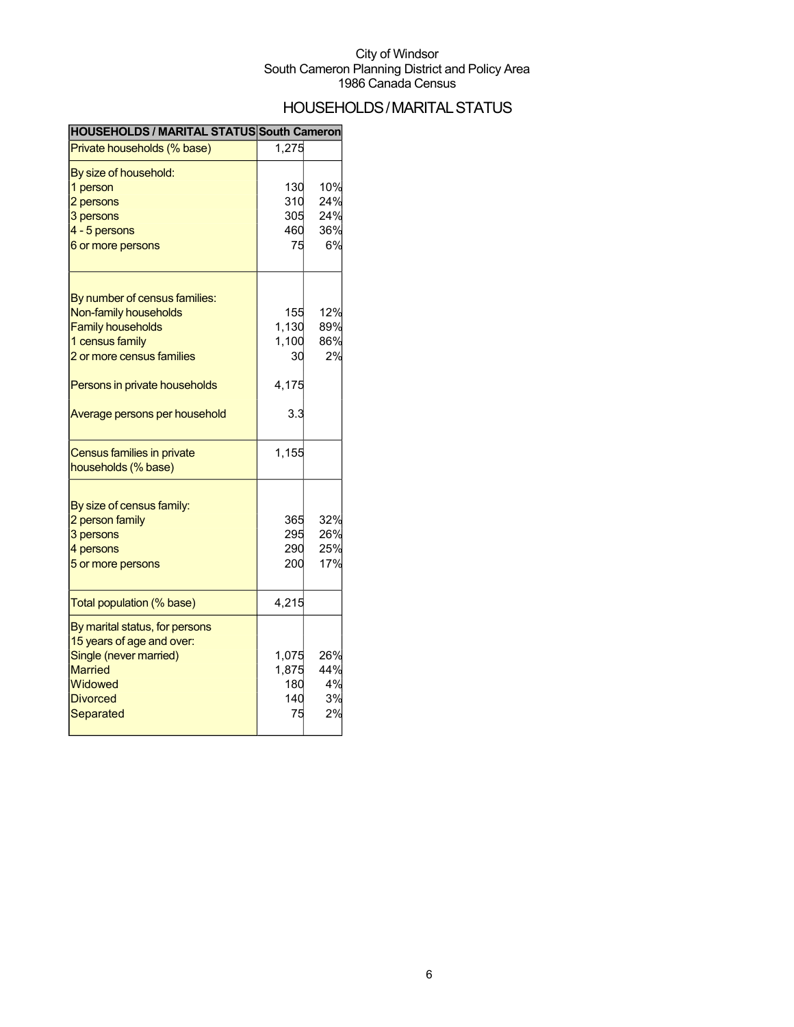City of Windsor
South Cameron Planning District and Policy Area
1986 Canada Census

# HOUSEHOLDS / MARITAL STATUS

| HOUSEHOLDS / MARITAL STATUS | South Cameron | |
|---|---|---|
| Private households (% base) | 1,275 | |
| By size of household: | | |
| 1 person | 130 | 10% |
| 2 persons | 310 | 24% |
| 3 persons | 305 | 24% |
| 4 - 5 persons | 460 | 36% |
| 6 or more persons | 75 | 6% |
| By number of census families: | | |
| Non-family households | 155 | 12% |
| Family households | 1,130 | 89% |
| 1 census family | 1,100 | 86% |
| 2 or more census families | 30 | 2% |
| Persons in private households | 4,175 | |
| Average persons per household | 3.3 | |
| Census families in private households (% base) | 1,155 | |
| By size of census family: | | |
| 2 person family | 365 | 32% |
| 3 persons | 295 | 26% |
| 4 persons | 290 | 25% |
| 5 or more persons | 200 | 17% |
| Total population (% base) | 4,215 | |
| By marital status, for persons 15 years of age and over: | | |
| Single (never married) | 1,075 | 26% |
| Married | 1,875 | 44% |
| Widowed | 180 | 4% |
| Divorced | 140 | 3% |
| Separated | 75 | 2% |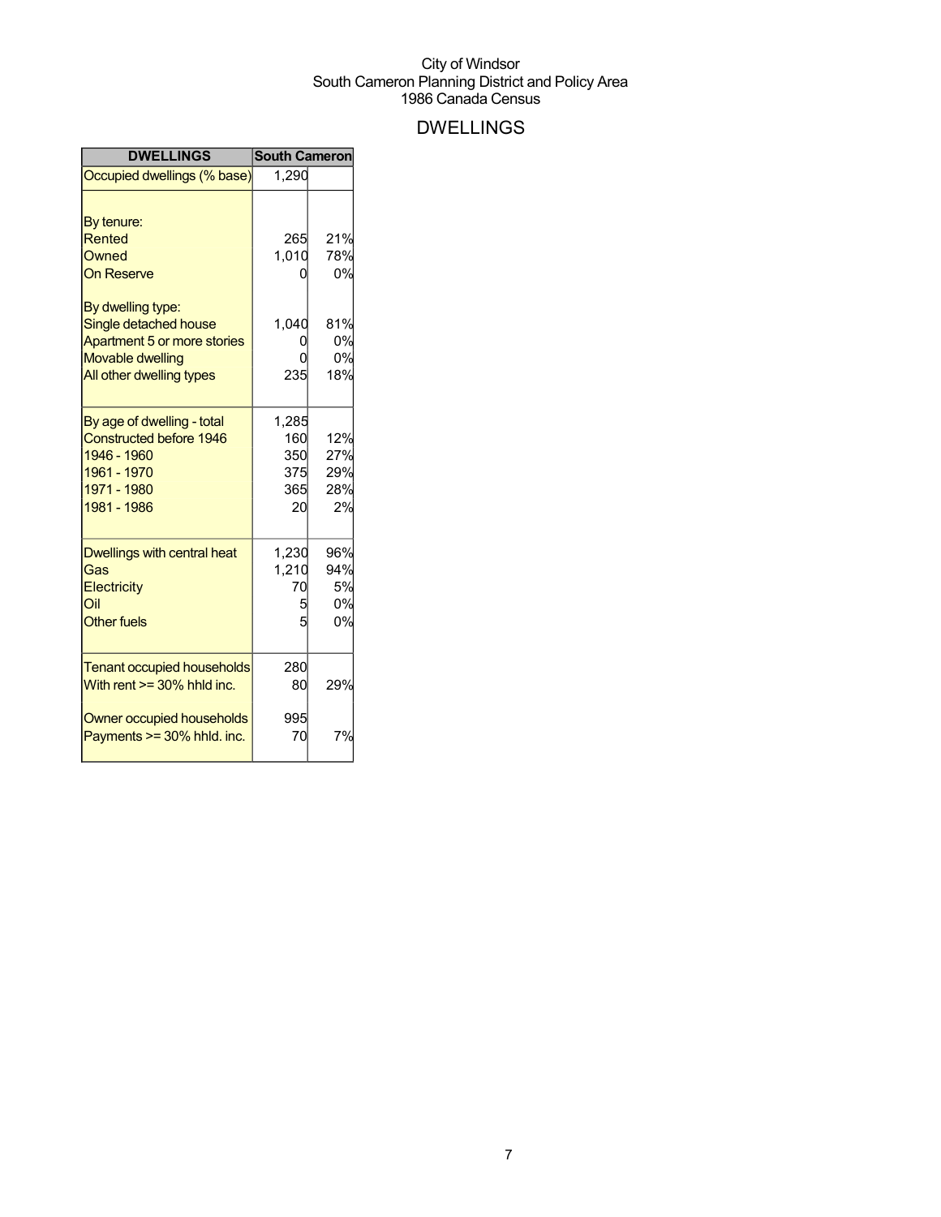City of Windsor
South Cameron Planning District and Policy Area
1986 Canada Census

# DWELLINGS

| DWELLINGS | South Cameron | |
|---|---|---|
| Occupied dwellings (% base) | 1,290 | |
| | | |
| By tenure: | | |
| Rented | 265 | 21% |
| Owned | 1,010 | 78% |
| On Reserve | 0 | 0% |
| | | |
| By dwelling type: | | |
| Single detached house | 1,040 | 81% |
| Apartment 5 or more stories | 0 | 0% |
| Movable dwelling | 0 | 0% |
| All other dwelling types | 235 | 18% |
| | | |
| By age of dwelling - total | 1,285 | |
| Constructed before 1946 | 160 | 12% |
| 1946 - 1960 | 350 | 27% |
| 1961 - 1970 | 375 | 29% |
| 1971 - 1980 | 365 | 28% |
| 1981 - 1986 | 20 | 2% |
| | | |
| Dwellings with central heat | 1,230 | 96% |
| Gas | 1,210 | 94% |
| Electricity | 70 | 5% |
| Oil | 5 | 0% |
| Other fuels | 5 | 0% |
| | | |
| Tenant occupied households | 280 | |
| With rent >= 30% hhld inc. | 80 | 29% |
| | | |
| Owner occupied households | 995 | |
| Payments >= 30% hhld. inc. | 70 | 7% |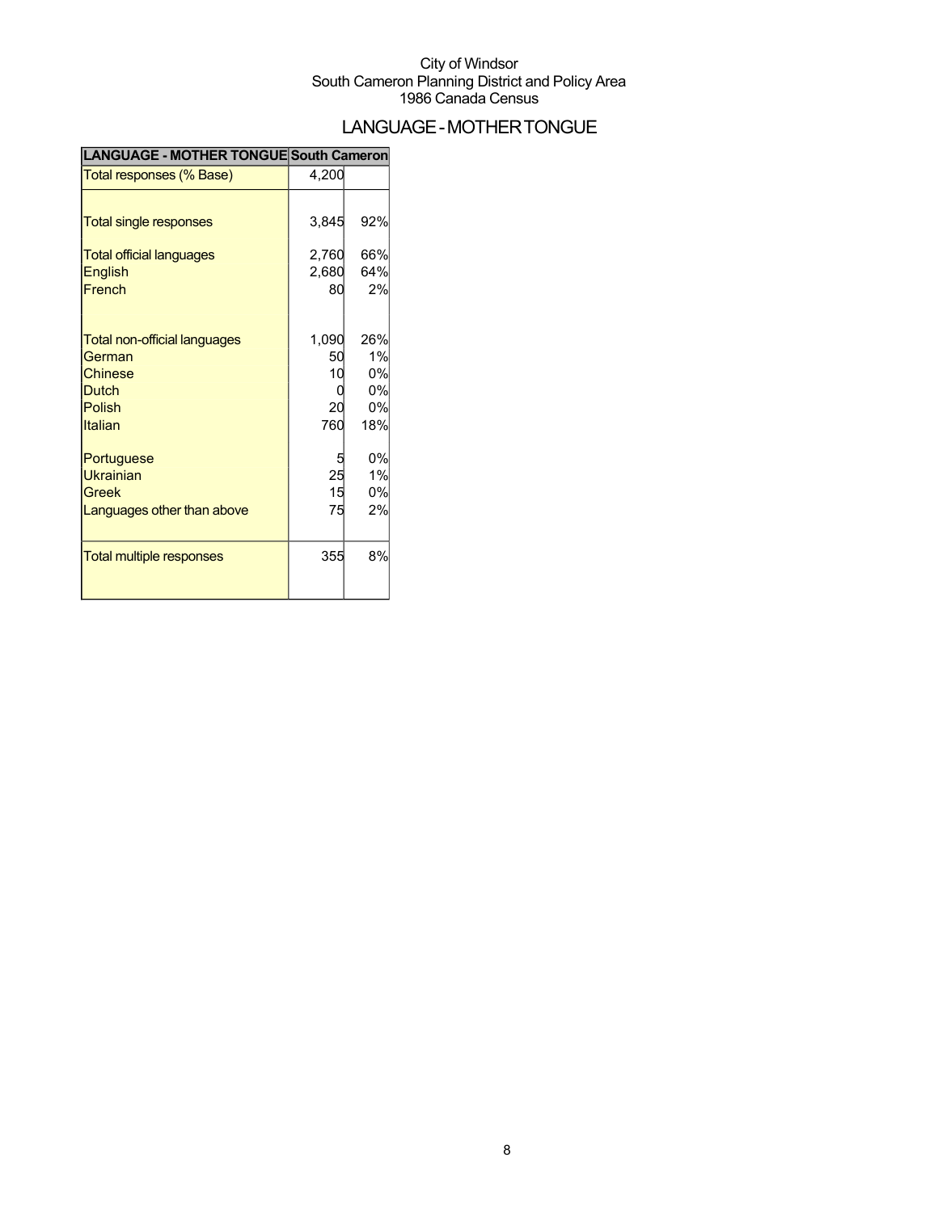City of Windsor
South Cameron Planning District and Policy Area
1986 Canada Census

# LANGUAGE - MOTHER TONGUE

| LANGUAGE - MOTHER TONGUE | South Cameron | |
|---|---|---|
| Total responses (% Base) | 4,200 | |
| Total single responses | 3,845 | 92% |
| Total official languages | 2,760 | 66% |
| English | 2,680 | 64% |
| French | 80 | 2% |
| Total non-official languages | 1,090 | 26% |
| German | 50 | 1% |
| Chinese | 10 | 0% |
| Dutch | 0 | 0% |
| Polish | 20 | 0% |
| Italian | 760 | 18% |
| Portuguese | 5 | 0% |
| Ukrainian | 25 | 1% |
| Greek | 15 | 0% |
| Languages other than above | 75 | 2% |
| Total multiple responses | 355 | 8% |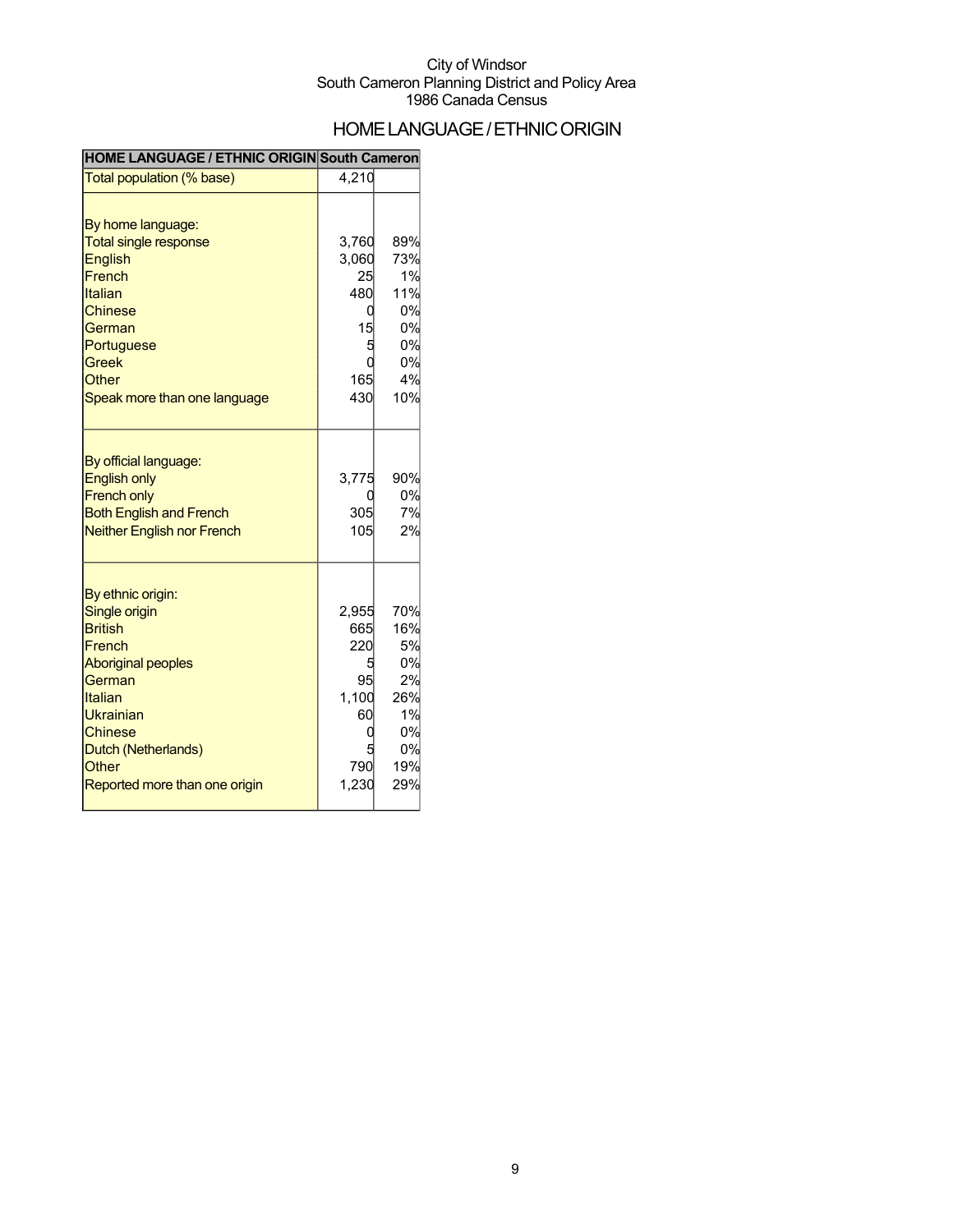City of Windsor
South Cameron Planning District and Policy Area
1986 Canada Census

# HOME LANGUAGE / ETHNIC ORIGIN

| HOME LANGUAGE / ETHNIC ORIGIN | South Cameron | |
|---|---|---|
| Total population (% base) | 4,210 | |
| | | |
| By home language: | | |
| Total single response | 3,760 | 89% |
| English | 3,060 | 73% |
| French | 25 | 1% |
| Italian | 480 | 11% |
| Chinese | 0 | 0% |
| German | 15 | 0% |
| Portuguese | 5 | 0% |
| Greek | 0 | 0% |
| Other | 165 | 4% |
| Speak more than one language | 430 | 10% |
| | | |
| By official language: | | |
| English only | 3,775 | 90% |
| French only | 0 | 0% |
| Both English and French | 305 | 7% |
| Neither English nor French | 105 | 2% |
| | | |
| By ethnic origin: | | |
| Single origin | 2,955 | 70% |
| British | 665 | 16% |
| French | 220 | 5% |
| Aboriginal peoples | 5 | 0% |
| German | 95 | 2% |
| Italian | 1,100 | 26% |
| Ukrainian | 60 | 1% |
| Chinese | 0 | 0% |
| Dutch (Netherlands) | 5 | 0% |
| Other | 790 | 19% |
| Reported more than one origin | 1,230 | 29% |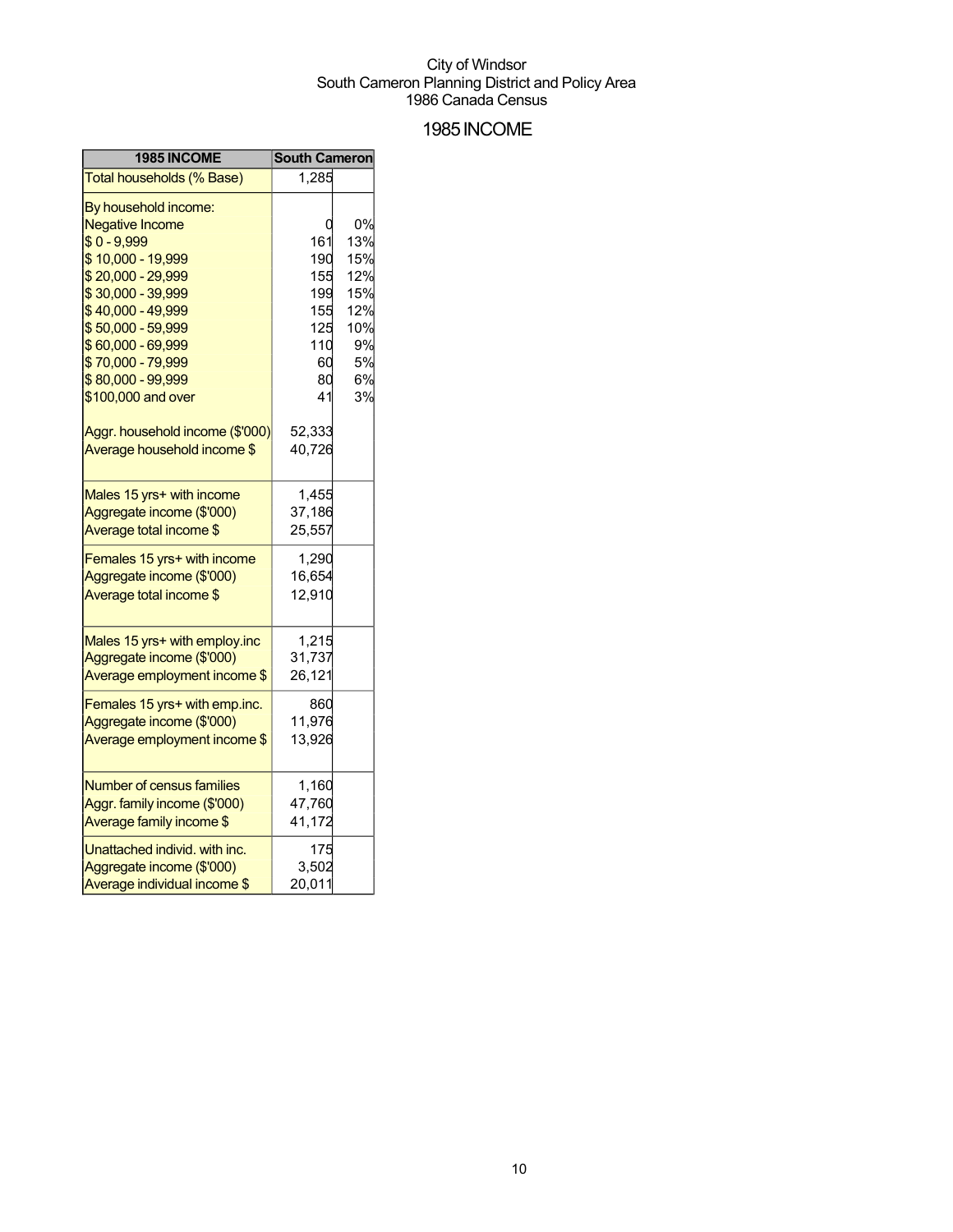City of Windsor
South Cameron Planning District and Policy Area
1986 Canada Census

# 1985 INCOME

| 1985 INCOME | South Cameron | |
|---|---|---|
| Total households (% Base) | 1,285 | |
| By household income: | | |
| Negative Income | 0 | 0% |
| $ 0 - 9,999 | 161 | 13% |
| $ 10,000 - 19,999 | 190 | 15% |
| $ 20,000 - 29,999 | 155 | 12% |
| $ 30,000 - 39,999 | 199 | 15% |
| $ 40,000 - 49,999 | 155 | 12% |
| $ 50,000 - 59,999 | 125 | 10% |
| $ 60,000 - 69,999 | 110 | 9% |
| $ 70,000 - 79,999 | 60 | 5% |
| $ 80,000 - 99,999 | 80 | 6% |
| $100,000 and over | 41 | 3% |
| Aggr. household income ($'000) | 52,333 | |
| Average household income $ | 40,726 | |
| Males 15 yrs+ with income | 1,455 | |
| Aggregate income ($'000) | 37,186 | |
| Average total income $ | 25,557 | |
| Females 15 yrs+ with income | 1,290 | |
| Aggregate income ($'000) | 16,654 | |
| Average total income $ | 12,910 | |
| Males 15 yrs+ with employ.inc | 1,215 | |
| Aggregate income ($'000) | 31,737 | |
| Average employment income $ | 26,121 | |
| Females 15 yrs+ with emp.inc. | 860 | |
| Aggregate income ($'000) | 11,976 | |
| Average employment income $ | 13,926 | |
| Number of census families | 1,160 | |
| Aggr. family income ($'000) | 47,760 | |
| Average family income $ | 41,172 | |
| Unattached individ. with inc. | 175 | |
| Aggregate income ($'000) | 3,502 | |
| Average individual income $ | 20,011 | |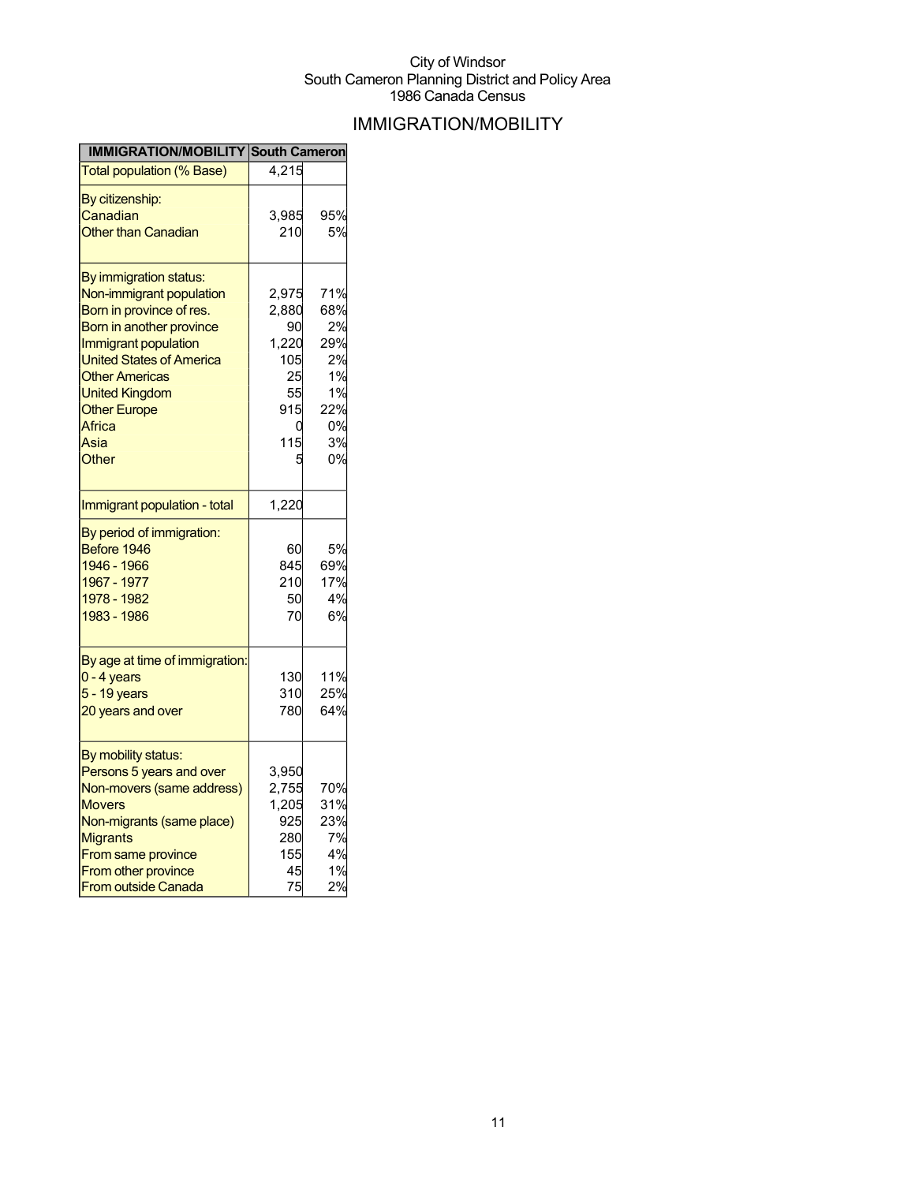City of Windsor
South Cameron Planning District and Policy Area
1986 Canada Census

# IMMIGRATION/MOBILITY

| IMMIGRATION/MOBILITY | South Cameron | |
|---|---|---|
| Total population (% Base) | 4,215 | |
| By citizenship: | | |
| Canadian | 3,985 | 95% |
| Other than Canadian | 210 | 5% |
| By immigration status: | | |
| Non-immigrant population | 2,975 | 71% |
| Born in province of res. | 2,880 | 68% |
| Born in another province | 90 | 2% |
| Immigrant population | 1,220 | 29% |
| United States of America | 105 | 2% |
| Other Americas | 25 | 1% |
| United Kingdom | 55 | 1% |
| Other Europe | 915 | 22% |
| Africa | 0 | 0% |
| Asia | 115 | 3% |
| Other | 5 | 0% |
| Immigrant population - total | 1,220 | |
| By period of immigration: | | |
| Before 1946 | 60 | 5% |
| 1946 - 1966 | 845 | 69% |
| 1967 - 1977 | 210 | 17% |
| 1978 - 1982 | 50 | 4% |
| 1983 - 1986 | 70 | 6% |
| By age at time of immigration: | | |
| 0 - 4 years | 130 | 11% |
| 5 - 19 years | 310 | 25% |
| 20 years and over | 780 | 64% |
| By mobility status: | | |
| Persons 5 years and over | 3,950 | |
| Non-movers (same address) | 2,755 | 70% |
| Movers | 1,205 | 31% |
| Non-migrants (same place) | 925 | 23% |
| Migrants | 280 | 7% |
| From same province | 155 | 4% |
| From other province | 45 | 1% |
| From outside Canada | 75 | 2% |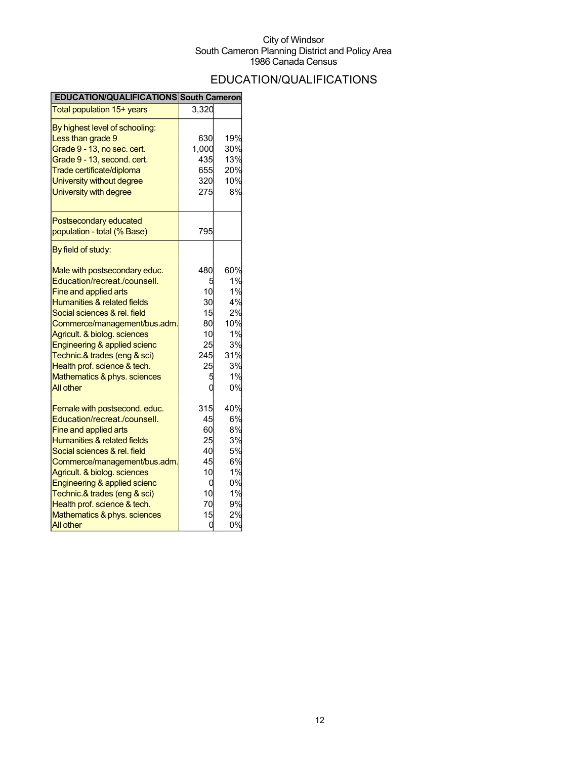City of Windsor
South Cameron Planning District and Policy Area
1986 Canada Census

# EDUCATION/QUALIFICATIONS

| EDUCATION/QUALIFICATIONS | South Cameron | |
|---|---|---|
| Total population 15+ years | 3,320 | |
| By highest level of schooling: | | |
| Less than grade 9 | 630 | 19% |
| Grade 9 - 13, no sec. cert. | 1,000 | 30% |
| Grade 9 - 13, second. cert. | 435 | 13% |
| Trade certificate/diploma | 655 | 20% |
| University without degree | 320 | 10% |
| University with degree | 275 | 8% |
| Postsecondary educated population - total (% Base) | 795 | |
| By field of study: | | |
| Male with postsecondary educ. | 480 | 60% |
| Education/recreat./counsell. | 5 | 1% |
| Fine and applied arts | 10 | 1% |
| Humanities & related fields | 30 | 4% |
| Social sciences & rel. field | 15 | 2% |
| Commerce/management/bus.adm. | 80 | 10% |
| Agricult. & biolog. sciences | 10 | 1% |
| Engineering & applied scienc | 25 | 3% |
| Technic.& trades (eng & sci) | 245 | 31% |
| Health prof. science & tech. | 25 | 3% |
| Mathematics & phys. sciences | 5 | 1% |
| All other | 0 | 0% |
| Female with postsecond. educ. | 315 | 40% |
| Education/recreat./counsell. | 45 | 6% |
| Fine and applied arts | 60 | 8% |
| Humanities & related fields | 25 | 3% |
| Social sciences & rel. field | 40 | 5% |
| Commerce/management/bus.adm. | 45 | 6% |
| Agricult. & biolog. sciences | 10 | 1% |
| Engineering & applied scienc | 0 | 0% |
| Technic.& trades (eng & sci) | 10 | 1% |
| Health prof. science & tech. | 70 | 9% |
| Mathematics & phys. sciences | 15 | 2% |
| All other | 0 | 0% |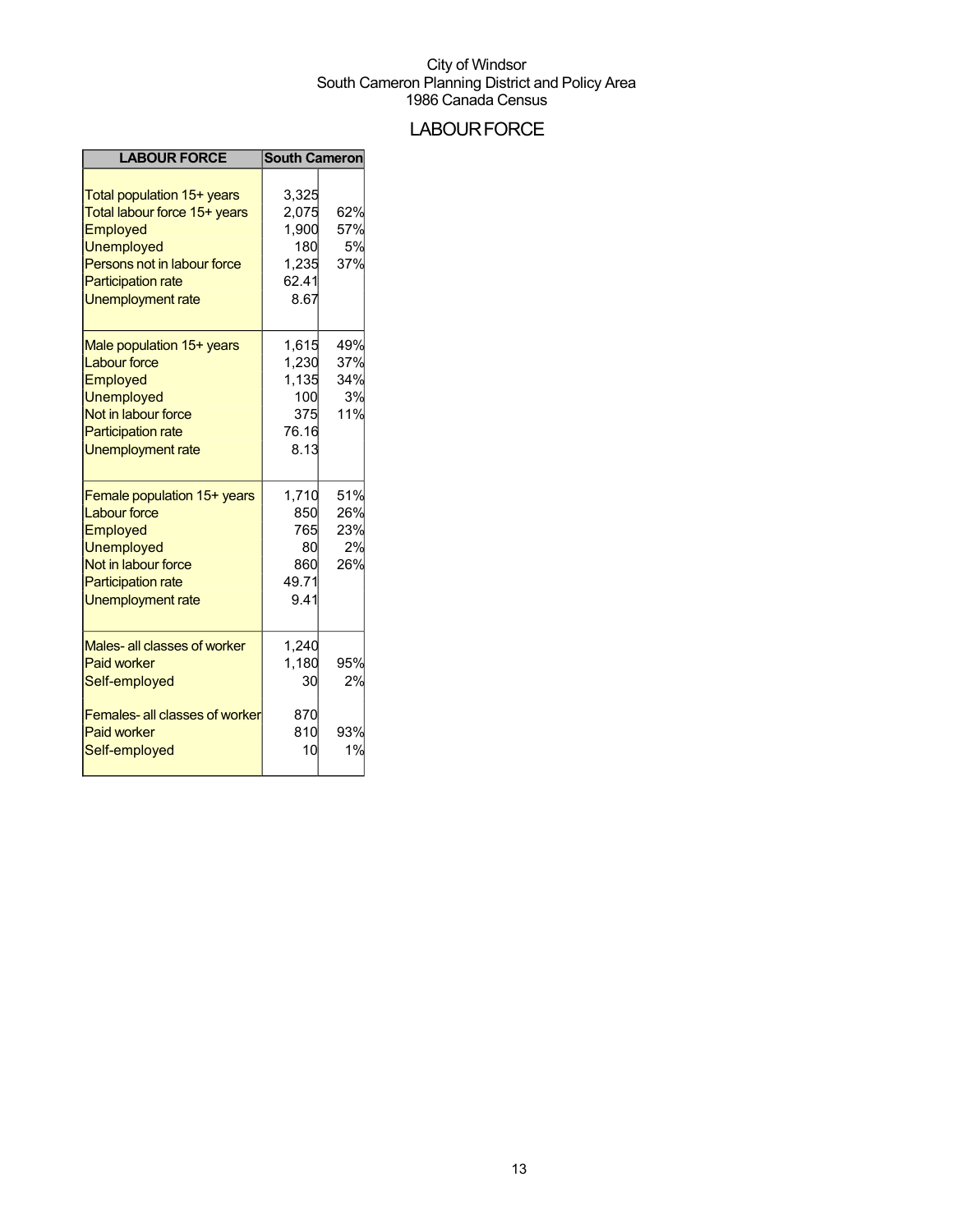City of Windsor
South Cameron Planning District and Policy Area
1986 Canada Census

# LABOUR FORCE

| LABOUR FORCE | South Cameron | |
|---|---|---|
| Total population 15+ years | 3,325 | |
| Total labour force 15+ years | 2,075 | 62% |
| Employed | 1,900 | 57% |
| Unemployed | 180 | 5% |
| Persons not in labour force | 1,235 | 37% |
| Participation rate | 62.41 | |
| Unemployment rate | 8.67 | |
| Male population 15+ years | 1,615 | 49% |
| Labour force | 1,230 | 37% |
| Employed | 1,135 | 34% |
| Unemployed | 100 | 3% |
| Not in labour force | 375 | 11% |
| Participation rate | 76.16 | |
| Unemployment rate | 8.13 | |
| Female population 15+ years | 1,710 | 51% |
| Labour force | 850 | 26% |
| Employed | 765 | 23% |
| Unemployed | 80 | 2% |
| Not in labour force | 860 | 26% |
| Participation rate | 49.71 | |
| Unemployment rate | 9.41 | |
| Males- all classes of worker | 1,240 | |
| Paid worker | 1,180 | 95% |
| Self-employed | 30 | 2% |
| Females- all classes of worker | 870 | |
| Paid worker | 810 | 93% |
| Self-employed | 10 | 1% |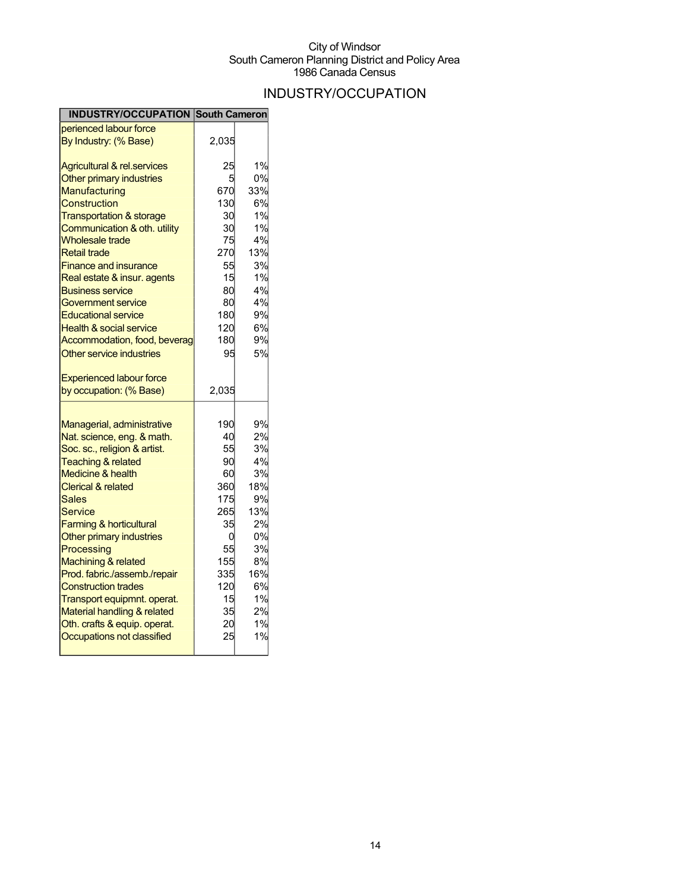City of Windsor
South Cameron Planning District and Policy Area
1986 Canada Census

# INDUSTRY/OCCUPATION

| INDUSTRY/OCCUPATION | South Cameron | |
|---|---|---|
| perienced labour force | | |
| By Industry: (% Base) | 2,035 | |
| | | |
| Agricultural & rel.services | 25 | 1% |
| Other primary industries | 5 | 0% |
| Manufacturing | 670 | 33% |
| Construction | 130 | 6% |
| Transportation & storage | 30 | 1% |
| Communication & oth. utility | 30 | 1% |
| Wholesale trade | 75 | 4% |
| Retail trade | 270 | 13% |
| Finance and insurance | 55 | 3% |
| Real estate & insur. agents | 15 | 1% |
| Business service | 80 | 4% |
| Government service | 80 | 4% |
| Educational service | 180 | 9% |
| Health & social service | 120 | 6% |
| Accommodation, food, beverag | 180 | 9% |
| Other service industries | 95 | 5% |
| | | |
| Experienced labour force | | |
| by occupation: (% Base) | 2,035 | |
| | | |
| Managerial, administrative | 190 | 9% |
| Nat. science, eng. & math. | 40 | 2% |
| Soc. sc., religion & artist. | 55 | 3% |
| Teaching & related | 90 | 4% |
| Medicine & health | 60 | 3% |
| Clerical & related | 360 | 18% |
| Sales | 175 | 9% |
| Service | 265 | 13% |
| Farming & horticultural | 35 | 2% |
| Other primary industries | 0 | 0% |
| Processing | 55 | 3% |
| Machining & related | 155 | 8% |
| Prod. fabric./assemb./repair | 335 | 16% |
| Construction trades | 120 | 6% |
| Transport equipmnt. operat. | 15 | 1% |
| Material handling & related | 35 | 2% |
| Oth. crafts & equip. operat. | 20 | 1% |
| Occupations not classified | 25 | 1% |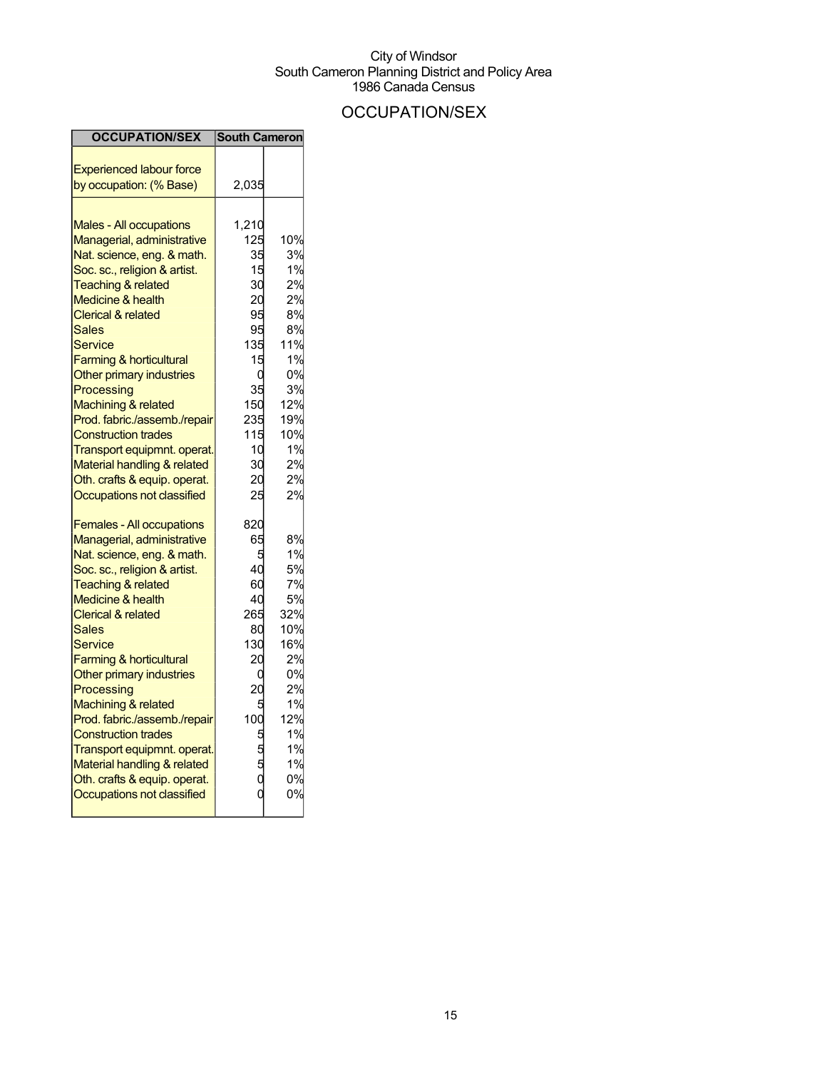City of Windsor
South Cameron Planning District and Policy Area
1986 Canada Census

# OCCUPATION/SEX

| OCCUPATION/SEX | South Cameron | |
|---|---|---|
| Experienced labour force by occupation: (% Base) | 2,035 | |
| Males - All occupations | 1,210 | |
| Managerial, administrative | 125 | 10% |
| Nat. science, eng. & math. | 35 | 3% |
| Soc. sc., religion & artist. | 15 | 1% |
| Teaching & related | 30 | 2% |
| Medicine & health | 20 | 2% |
| Clerical & related | 95 | 8% |
| Sales | 95 | 8% |
| Service | 135 | 11% |
| Farming & horticultural | 15 | 1% |
| Other primary industries | 0 | 0% |
| Processing | 35 | 3% |
| Machining & related | 150 | 12% |
| Prod. fabric./assemb./repair | 235 | 19% |
| Construction trades | 115 | 10% |
| Transport equipmnt. operat. | 10 | 1% |
| Material handling & related | 30 | 2% |
| Oth. crafts & equip. operat. | 20 | 2% |
| Occupations not classified | 25 | 2% |
| Females - All occupations | 820 | |
| Managerial, administrative | 65 | 8% |
| Nat. science, eng. & math. | 5 | 1% |
| Soc. sc., religion & artist. | 40 | 5% |
| Teaching & related | 60 | 7% |
| Medicine & health | 40 | 5% |
| Clerical & related | 265 | 32% |
| Sales | 80 | 10% |
| Service | 130 | 16% |
| Farming & horticultural | 20 | 2% |
| Other primary industries | 0 | 0% |
| Processing | 20 | 2% |
| Machining & related | 5 | 1% |
| Prod. fabric./assemb./repair | 100 | 12% |
| Construction trades | 5 | 1% |
| Transport equipmnt. operat. | 5 | 1% |
| Material handling & related | 5 | 1% |
| Oth. crafts & equip. operat. | 0 | 0% |
| Occupations not classified | 0 | 0% |